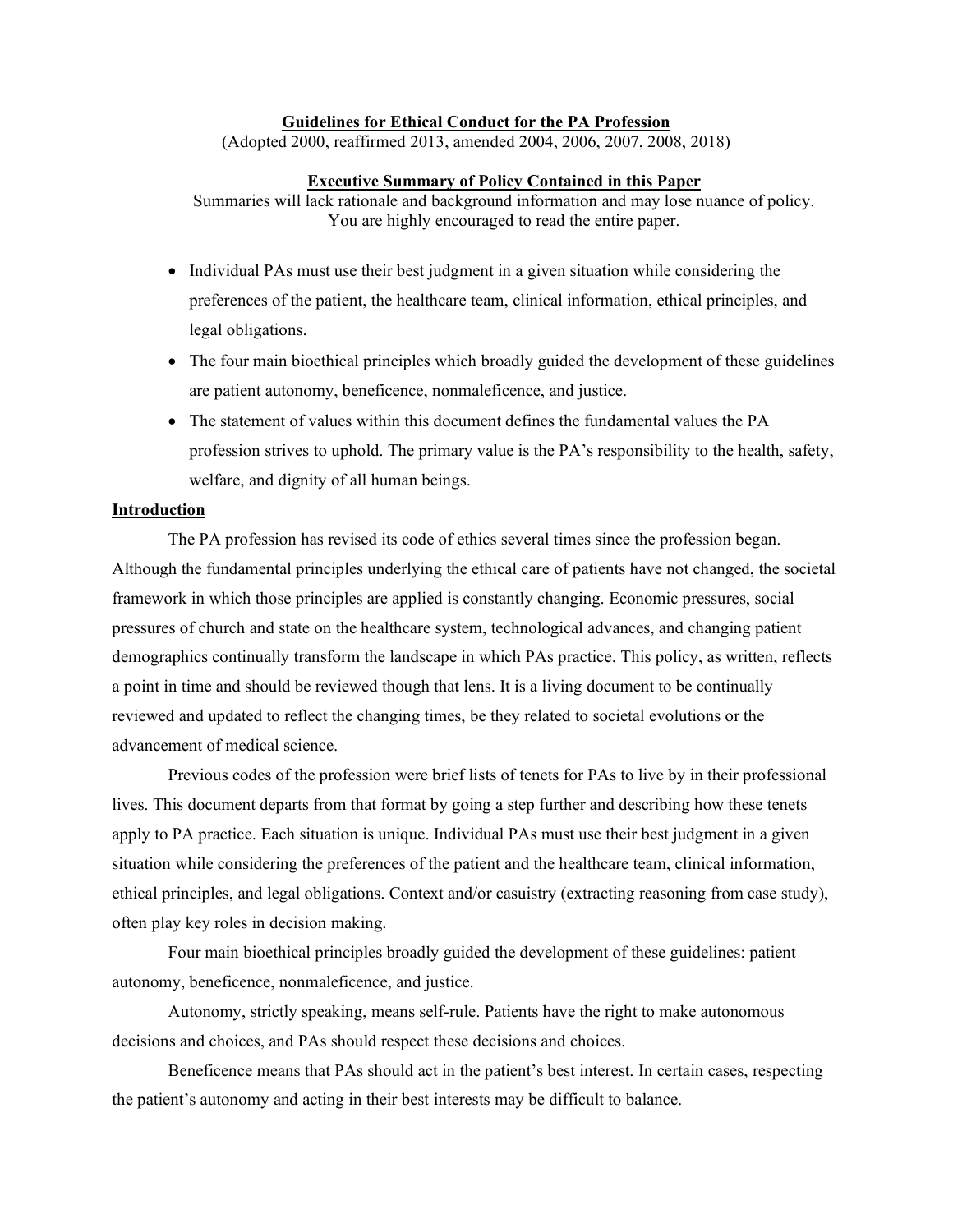# Guidelines for Ethical Conduct for the PA Profession

(Adopted 2000, reaffirmed 2013, amended 2004, 2006, 2007, 2008, 2018)

## Executive Summary of Policy Contained in this Paper

Summaries will lack rationale and background information and may lose nuance of policy. You are highly encouraged to read the entire paper.

- Individual PAs must use their best judgment in a given situation while considering the preferences of the patient, the healthcare team, clinical information, ethical principles, and legal obligations.
- The four main bioethical principles which broadly guided the development of these guidelines are patient autonomy, beneficence, nonmaleficence, and justice.
- The statement of values within this document defines the fundamental values the PA profession strives to uphold. The primary value is the PA's responsibility to the health, safety, welfare, and dignity of all human beings.

## Introduction

The PA profession has revised its code of ethics several times since the profession began. Although the fundamental principles underlying the ethical care of patients have not changed, the societal framework in which those principles are applied is constantly changing. Economic pressures, social pressures of church and state on the healthcare system, technological advances, and changing patient demographics continually transform the landscape in which PAs practice. This policy, as written, reflects a point in time and should be reviewed though that lens. It is a living document to be continually reviewed and updated to reflect the changing times, be they related to societal evolutions or the advancement of medical science.

Previous codes of the profession were brief lists of tenets for PAs to live by in their professional lives. This document departs from that format by going a step further and describing how these tenets apply to PA practice. Each situation is unique. Individual PAs must use their best judgment in a given situation while considering the preferences of the patient and the healthcare team, clinical information, ethical principles, and legal obligations. Context and/or casuistry (extracting reasoning from case study), often play key roles in decision making.

Four main bioethical principles broadly guided the development of these guidelines: patient autonomy, beneficence, nonmaleficence, and justice.

Autonomy, strictly speaking, means self-rule. Patients have the right to make autonomous decisions and choices, and PAs should respect these decisions and choices.

Beneficence means that PAs should act in the patient's best interest. In certain cases, respecting the patient's autonomy and acting in their best interests may be difficult to balance.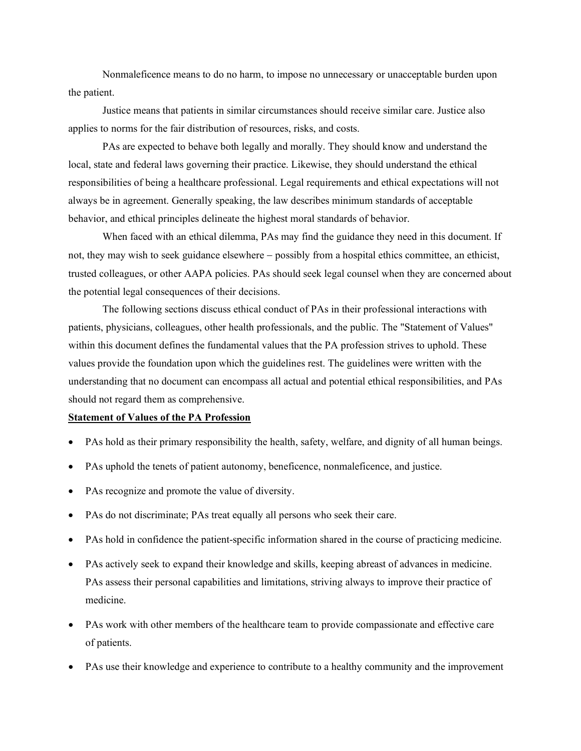Nonmaleficence means to do no harm, to impose no unnecessary or unacceptable burden upon the patient.

Justice means that patients in similar circumstances should receive similar care. Justice also applies to norms for the fair distribution of resources, risks, and costs.

PAs are expected to behave both legally and morally. They should know and understand the local, state and federal laws governing their practice. Likewise, they should understand the ethical responsibilities of being a healthcare professional. Legal requirements and ethical expectations will not always be in agreement. Generally speaking, the law describes minimum standards of acceptable behavior, and ethical principles delineate the highest moral standards of behavior.

When faced with an ethical dilemma, PAs may find the guidance they need in this document. If not, they may wish to seek guidance elsewhere – possibly from a hospital ethics committee, an ethicist, trusted colleagues, or other AAPA policies. PAs should seek legal counsel when they are concerned about the potential legal consequences of their decisions.

The following sections discuss ethical conduct of PAs in their professional interactions with patients, physicians, colleagues, other health professionals, and the public. The "Statement of Values" within this document defines the fundamental values that the PA profession strives to uphold. These values provide the foundation upon which the guidelines rest. The guidelines were written with the understanding that no document can encompass all actual and potential ethical responsibilities, and PAs should not regard them as comprehensive.

## Statement of Values of the PA Profession

- PAs hold as their primary responsibility the health, safety, welfare, and dignity of all human beings.
- PAs uphold the tenets of patient autonomy, beneficence, nonmaleficence, and justice.
- PAs recognize and promote the value of diversity.
- PAs do not discriminate; PAs treat equally all persons who seek their care.
- PAs hold in confidence the patient-specific information shared in the course of practicing medicine.
- PAs actively seek to expand their knowledge and skills, keeping abreast of advances in medicine. PAs assess their personal capabilities and limitations, striving always to improve their practice of medicine.
- PAs work with other members of the healthcare team to provide compassionate and effective care of patients.
- PAs use their knowledge and experience to contribute to a healthy community and the improvement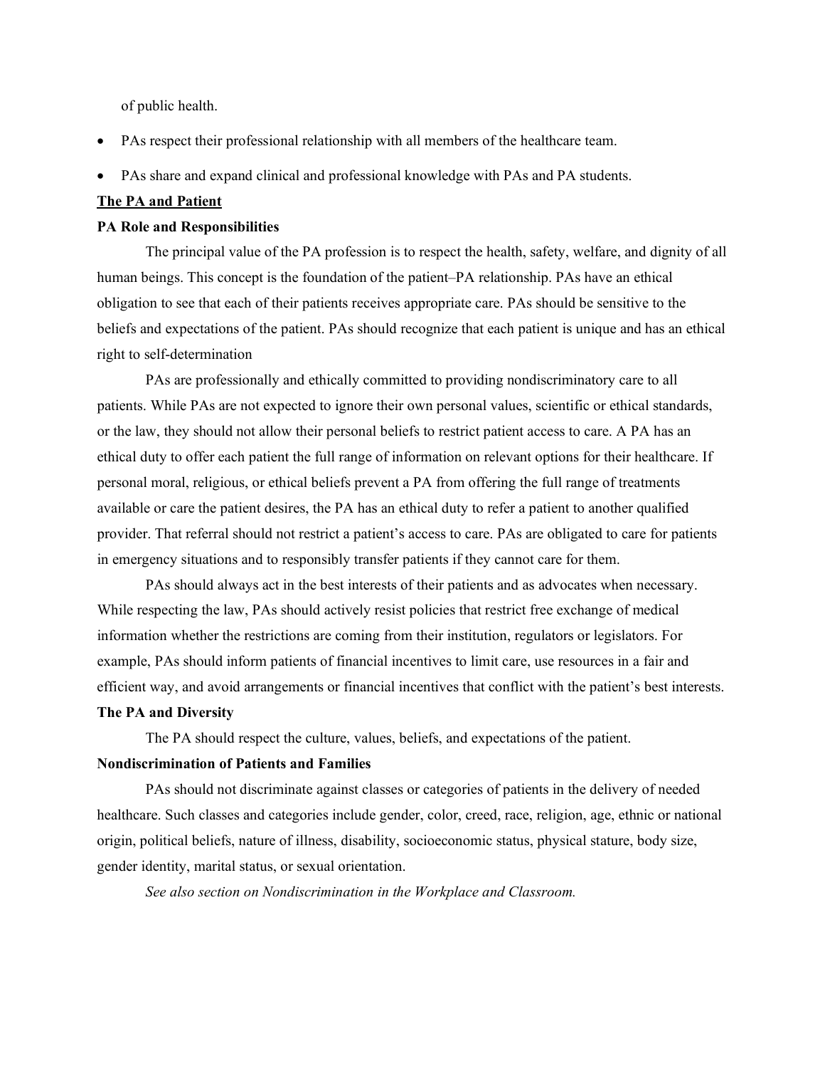of public health.

- PAs respect their professional relationship with all members of the healthcare team.
- PAs share and expand clinical and professional knowledge with PAs and PA students.

## The PA and Patient

### PA Role and Responsibilities

The principal value of the PA profession is to respect the health, safety, welfare, and dignity of all human beings. This concept is the foundation of the patient–PA relationship. PAs have an ethical obligation to see that each of their patients receives appropriate care. PAs should be sensitive to the beliefs and expectations of the patient. PAs should recognize that each patient is unique and has an ethical right to self-determination

PAs are professionally and ethically committed to providing nondiscriminatory care to all patients. While PAs are not expected to ignore their own personal values, scientific or ethical standards, or the law, they should not allow their personal beliefs to restrict patient access to care. A PA has an ethical duty to offer each patient the full range of information on relevant options for their healthcare. If personal moral, religious, or ethical beliefs prevent a PA from offering the full range of treatments available or care the patient desires, the PA has an ethical duty to refer a patient to another qualified provider. That referral should not restrict a patient's access to care. PAs are obligated to care for patients in emergency situations and to responsibly transfer patients if they cannot care for them.

PAs should always act in the best interests of their patients and as advocates when necessary. While respecting the law, PAs should actively resist policies that restrict free exchange of medical information whether the restrictions are coming from their institution, regulators or legislators. For example, PAs should inform patients of financial incentives to limit care, use resources in a fair and efficient way, and avoid arrangements or financial incentives that conflict with the patient's best interests.

### The PA and Diversity

The PA should respect the culture, values, beliefs, and expectations of the patient.

### Nondiscrimination of Patients and Families

PAs should not discriminate against classes or categories of patients in the delivery of needed healthcare. Such classes and categories include gender, color, creed, race, religion, age, ethnic or national origin, political beliefs, nature of illness, disability, socioeconomic status, physical stature, body size, gender identity, marital status, or sexual orientation.

*See also section on Nondiscrimination in the Workplace and Classroom.*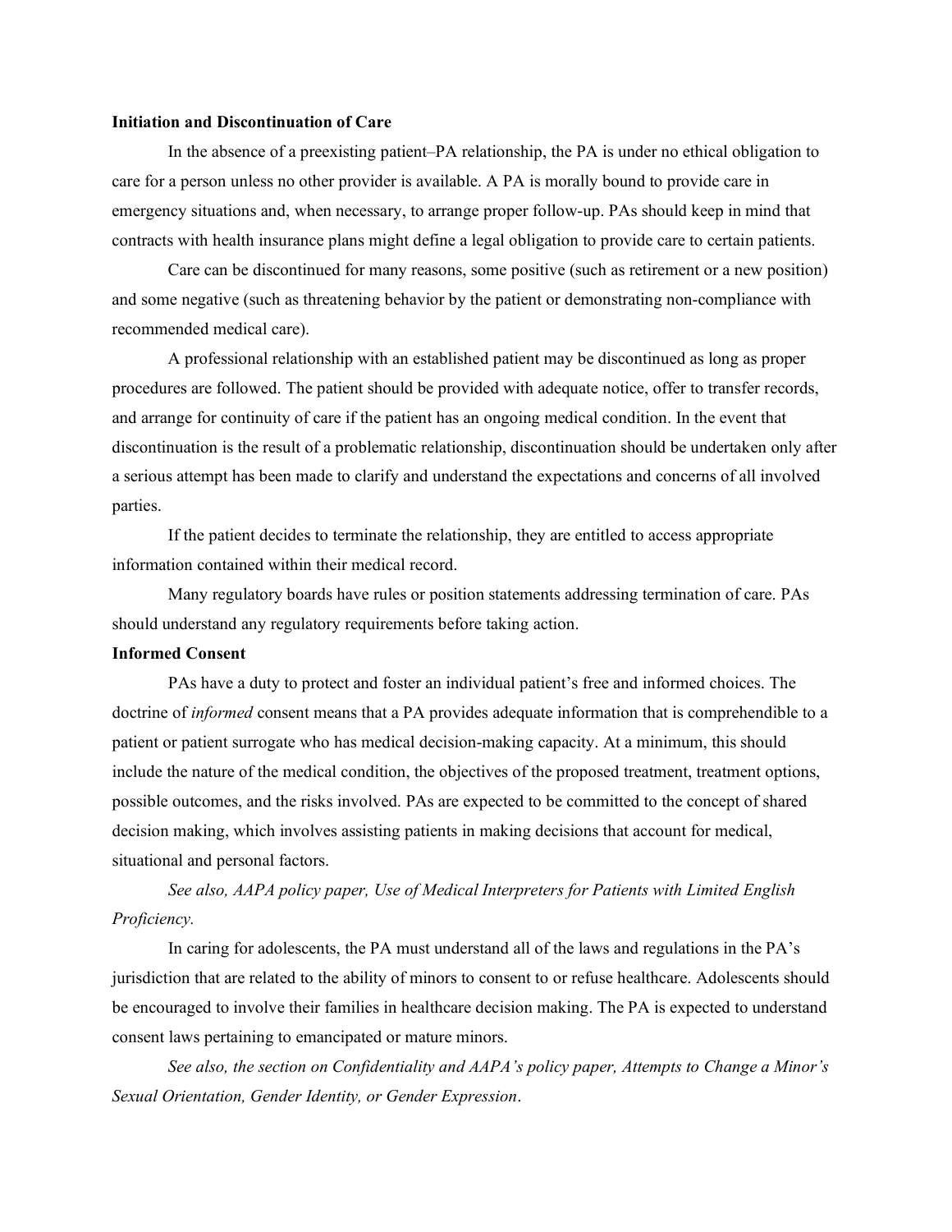**Initiation and Discontinuation of Care**

In the absence of a preexisting patient–PA relationship, the PA is under no ethical obligation to care for a person unless no other provider is available. A PA is morally bound to provide care in emergency situations and, when necessary, to arrange proper follow-up. PAs should keep in mind that contracts with health insurance plans might define a legal obligation to provide care to certain patients.

Care can be discontinued for many reasons, some positive (such as retirement or a new position) and some negative (such as threatening behavior by the patient or demonstrating non-compliance with recommended medical care).

A professional relationship with an established patient may be discontinued as long as proper procedures are followed. The patient should be provided with adequate notice, offer to transfer records, and arrange for continuity of care if the patient has an ongoing medical condition. In the event that discontinuation is the result of a problematic relationship, discontinuation should be undertaken only after a serious attempt has been made to clarify and understand the expectations and concerns of all involved parties.

If the patient decides to terminate the relationship, they are entitled to access appropriate information contained within their medical record.

Many regulatory boards have rules or position statements addressing termination of care. PAs should understand any regulatory requirements before taking action.

**Informed Consent**

PAs have a duty to protect and foster an individual patient's free and informed choices. The doctrine of *informed* consent means that a PA provides adequate information that is comprehendible to a patient or patient surrogate who has medical decision-making capacity. At a minimum, this should include the nature of the medical condition, the objectives of the proposed treatment, treatment options, possible outcomes, and the risks involved. PAs are expected to be committed to the concept of shared decision making, which involves assisting patients in making decisions that account for medical, situational and personal factors.

*See also, AAPA policy paper, Use of Medical Interpreters for Patients with Limited English Proficiency.*

In caring for adolescents, the PA must understand all of the laws and regulations in the PA's jurisdiction that are related to the ability of minors to consent to or refuse healthcare. Adolescents should be encouraged to involve their families in healthcare decision making. The PA is expected to understand consent laws pertaining to emancipated or mature minors.

*See also, the section on Confidentiality and AAPA's policy paper, Attempts to Change a Minor's Sexual Orientation, Gender Identity, or Gender Expression*.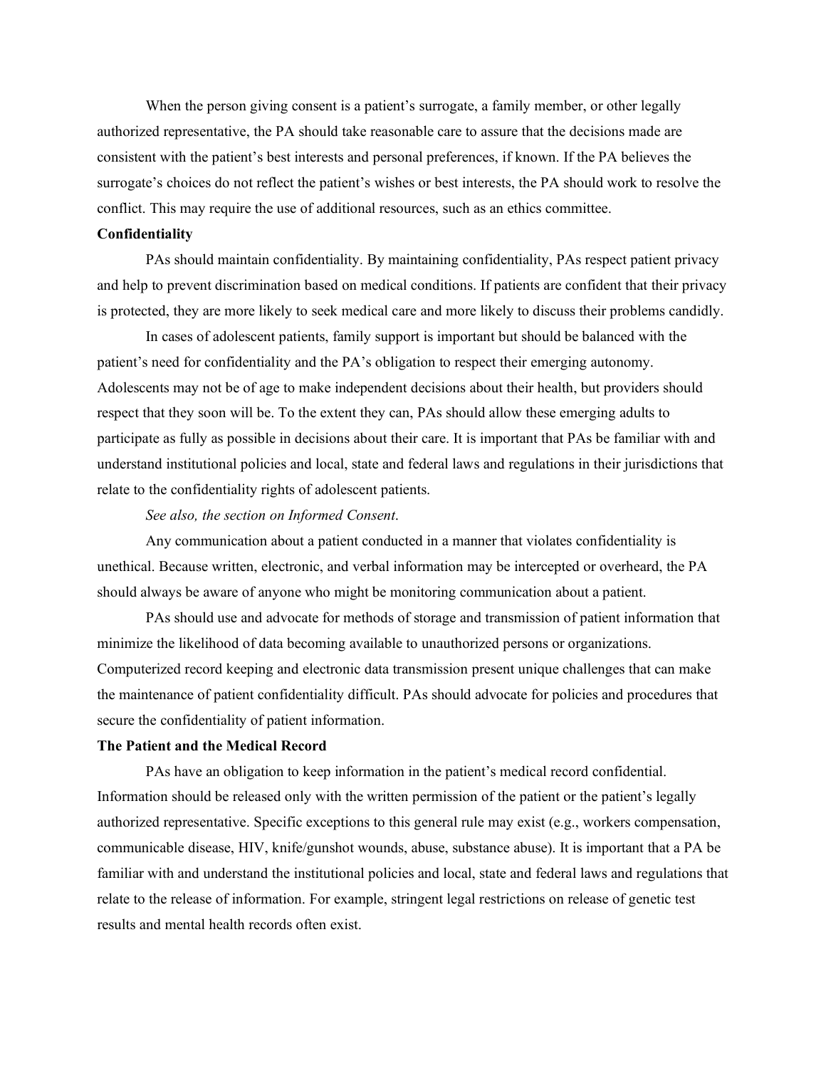When the person giving consent is a patient's surrogate, a family member, or other legally authorized representative, the PA should take reasonable care to assure that the decisions made are consistent with the patient's best interests and personal preferences, if known. If the PA believes the surrogate's choices do not reflect the patient's wishes or best interests, the PA should work to resolve the conflict. This may require the use of additional resources, such as an ethics committee.

### Confidentiality

PAs should maintain confidentiality. By maintaining confidentiality, PAs respect patient privacy and help to prevent discrimination based on medical conditions. If patients are confident that their privacy is protected, they are more likely to seek medical care and more likely to discuss their problems candidly.

In cases of adolescent patients, family support is important but should be balanced with the patient's need for confidentiality and the PA's obligation to respect their emerging autonomy. Adolescents may not be of age to make independent decisions about their health, but providers should respect that they soon will be. To the extent they can, PAs should allow these emerging adults to participate as fully as possible in decisions about their care. It is important that PAs be familiar with and understand institutional policies and local, state and federal laws and regulations in their jurisdictions that relate to the confidentiality rights of adolescent patients.

*See also, the section on Informed Consent.*

Any communication about a patient conducted in a manner that violates confidentiality is unethical. Because written, electronic, and verbal information may be intercepted or overheard, the PA should always be aware of anyone who might be monitoring communication about a patient.

PAs should use and advocate for methods of storage and transmission of patient information that minimize the likelihood of data becoming available to unauthorized persons or organizations. Computerized record keeping and electronic data transmission present unique challenges that can make the maintenance of patient confidentiality difficult. PAs should advocate for policies and procedures that secure the confidentiality of patient information.

### The Patient and the Medical Record

PAs have an obligation to keep information in the patient's medical record confidential. Information should be released only with the written permission of the patient or the patient's legally authorized representative. Specific exceptions to this general rule may exist (e.g., workers compensation, communicable disease, HIV, knife/gunshot wounds, abuse, substance abuse). It is important that a PA be familiar with and understand the institutional policies and local, state and federal laws and regulations that relate to the release of information. For example, stringent legal restrictions on release of genetic test results and mental health records often exist.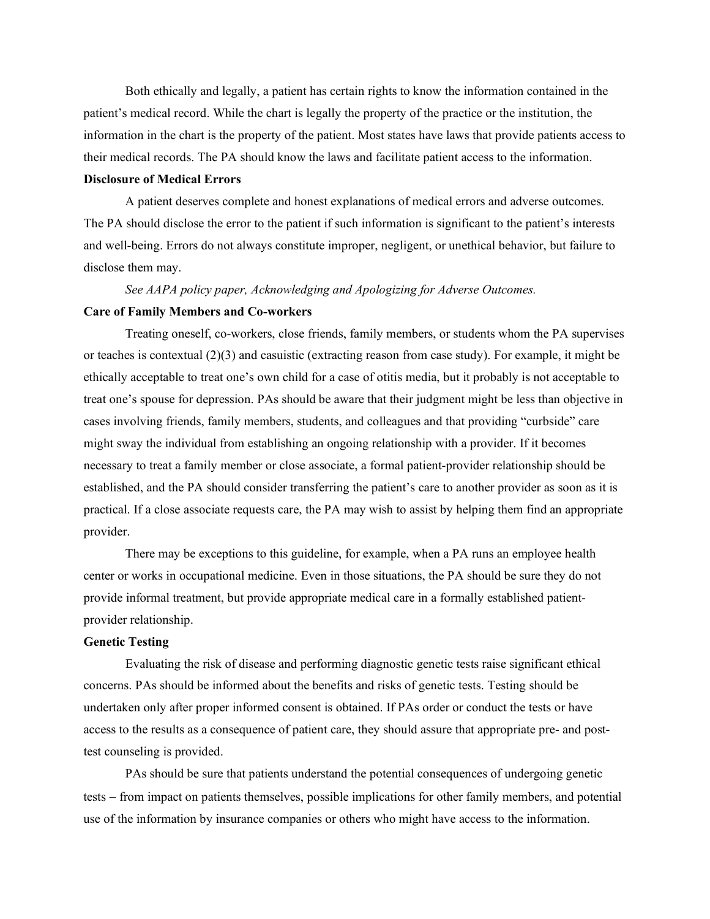Both ethically and legally, a patient has certain rights to know the information contained in the patient's medical record. While the chart is legally the property of the practice or the institution, the information in the chart is the property of the patient. Most states have laws that provide patients access to their medical records. The PA should know the laws and facilitate patient access to the information.

### Disclosure of Medical Errors

A patient deserves complete and honest explanations of medical errors and adverse outcomes. The PA should disclose the error to the patient if such information is significant to the patient's interests and well-being. Errors do not always constitute improper, negligent, or unethical behavior, but failure to disclose them may.

*See AAPA policy paper, Acknowledging and Apologizing for Adverse Outcomes.*

### Care of Family Members and Co-workers

Treating oneself, co-workers, close friends, family members, or students whom the PA supervises or teaches is contextual (2)(3) and casuistic (extracting reason from case study). For example, it might be ethically acceptable to treat one's own child for a case of otitis media, but it probably is not acceptable to treat one's spouse for depression. PAs should be aware that their judgment might be less than objective in cases involving friends, family members, students, and colleagues and that providing "curbside" care might sway the individual from establishing an ongoing relationship with a provider. If it becomes necessary to treat a family member or close associate, a formal patient-provider relationship should be established, and the PA should consider transferring the patient's care to another provider as soon as it is practical. If a close associate requests care, the PA may wish to assist by helping them find an appropriate provider.

There may be exceptions to this guideline, for example, when a PA runs an employee health center or works in occupational medicine. Even in those situations, the PA should be sure they do not provide informal treatment, but provide appropriate medical care in a formally established patient-provider relationship.

### Genetic Testing

Evaluating the risk of disease and performing diagnostic genetic tests raise significant ethical concerns. PAs should be informed about the benefits and risks of genetic tests. Testing should be undertaken only after proper informed consent is obtained. If PAs order or conduct the tests or have access to the results as a consequence of patient care, they should assure that appropriate pre- and post-test counseling is provided.

PAs should be sure that patients understand the potential consequences of undergoing genetic tests – from impact on patients themselves, possible implications for other family members, and potential use of the information by insurance companies or others who might have access to the information.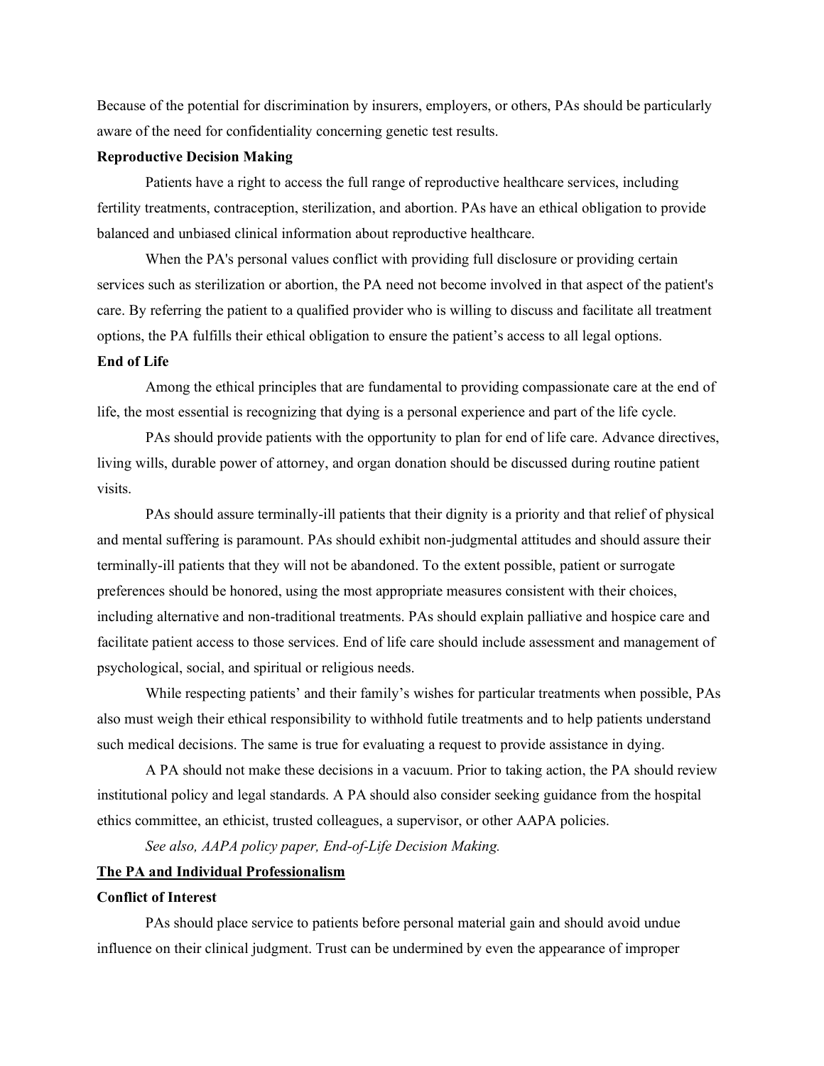Because of the potential for discrimination by insurers, employers, or others, PAs should be particularly aware of the need for confidentiality concerning genetic test results.

### Reproductive Decision Making

Patients have a right to access the full range of reproductive healthcare services, including fertility treatments, contraception, sterilization, and abortion. PAs have an ethical obligation to provide balanced and unbiased clinical information about reproductive healthcare.

When the PA's personal values conflict with providing full disclosure or providing certain services such as sterilization or abortion, the PA need not become involved in that aspect of the patient's care. By referring the patient to a qualified provider who is willing to discuss and facilitate all treatment options, the PA fulfills their ethical obligation to ensure the patient's access to all legal options.

### End of Life

Among the ethical principles that are fundamental to providing compassionate care at the end of life, the most essential is recognizing that dying is a personal experience and part of the life cycle.

PAs should provide patients with the opportunity to plan for end of life care. Advance directives, living wills, durable power of attorney, and organ donation should be discussed during routine patient visits.

PAs should assure terminally-ill patients that their dignity is a priority and that relief of physical and mental suffering is paramount. PAs should exhibit non-judgmental attitudes and should assure their terminally-ill patients that they will not be abandoned. To the extent possible, patient or surrogate preferences should be honored, using the most appropriate measures consistent with their choices, including alternative and non-traditional treatments. PAs should explain palliative and hospice care and facilitate patient access to those services. End of life care should include assessment and management of psychological, social, and spiritual or religious needs.

While respecting patients' and their family's wishes for particular treatments when possible, PAs also must weigh their ethical responsibility to withhold futile treatments and to help patients understand such medical decisions. The same is true for evaluating a request to provide assistance in dying.

A PA should not make these decisions in a vacuum. Prior to taking action, the PA should review institutional policy and legal standards. A PA should also consider seeking guidance from the hospital ethics committee, an ethicist, trusted colleagues, a supervisor, or other AAPA policies.

*See also, AAPA policy paper, End-of-Life Decision Making.*

## The PA and Individual Professionalism

### Conflict of Interest

PAs should place service to patients before personal material gain and should avoid undue influence on their clinical judgment. Trust can be undermined by even the appearance of improper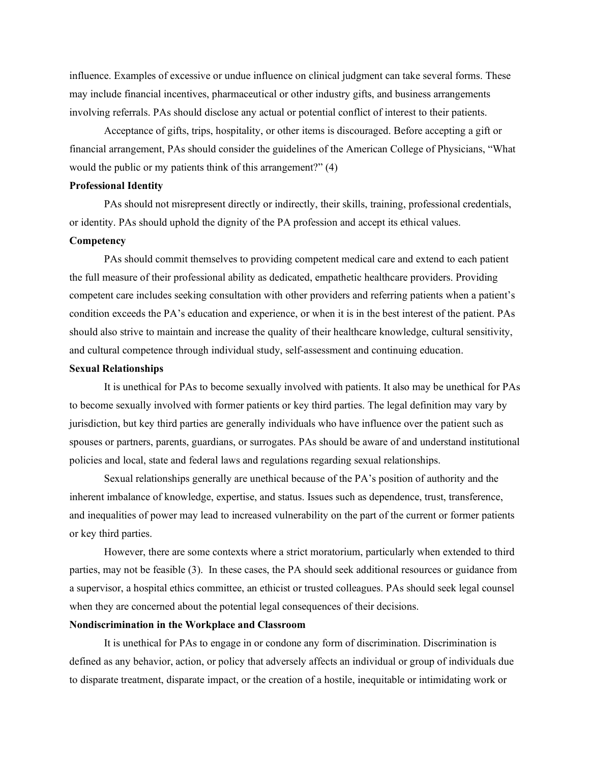influence. Examples of excessive or undue influence on clinical judgment can take several forms. These may include financial incentives, pharmaceutical or other industry gifts, and business arrangements involving referrals. PAs should disclose any actual or potential conflict of interest to their patients.

Acceptance of gifts, trips, hospitality, or other items is discouraged. Before accepting a gift or financial arrangement, PAs should consider the guidelines of the American College of Physicians, "What would the public or my patients think of this arrangement?" (4)

**Professional Identity**

PAs should not misrepresent directly or indirectly, their skills, training, professional credentials, or identity. PAs should uphold the dignity of the PA profession and accept its ethical values.

**Competency**

PAs should commit themselves to providing competent medical care and extend to each patient the full measure of their professional ability as dedicated, empathetic healthcare providers. Providing competent care includes seeking consultation with other providers and referring patients when a patient's condition exceeds the PA's education and experience, or when it is in the best interest of the patient. PAs should also strive to maintain and increase the quality of their healthcare knowledge, cultural sensitivity, and cultural competence through individual study, self-assessment and continuing education.

**Sexual Relationships**

It is unethical for PAs to become sexually involved with patients. It also may be unethical for PAs to become sexually involved with former patients or key third parties. The legal definition may vary by jurisdiction, but key third parties are generally individuals who have influence over the patient such as spouses or partners, parents, guardians, or surrogates. PAs should be aware of and understand institutional policies and local, state and federal laws and regulations regarding sexual relationships.

Sexual relationships generally are unethical because of the PA's position of authority and the inherent imbalance of knowledge, expertise, and status. Issues such as dependence, trust, transference, and inequalities of power may lead to increased vulnerability on the part of the current or former patients or key third parties.

However, there are some contexts where a strict moratorium, particularly when extended to third parties, may not be feasible (3). In these cases, the PA should seek additional resources or guidance from a supervisor, a hospital ethics committee, an ethicist or trusted colleagues. PAs should seek legal counsel when they are concerned about the potential legal consequences of their decisions.

**Nondiscrimination in the Workplace and Classroom**

It is unethical for PAs to engage in or condone any form of discrimination. Discrimination is defined as any behavior, action, or policy that adversely affects an individual or group of individuals due to disparate treatment, disparate impact, or the creation of a hostile, inequitable or intimidating work or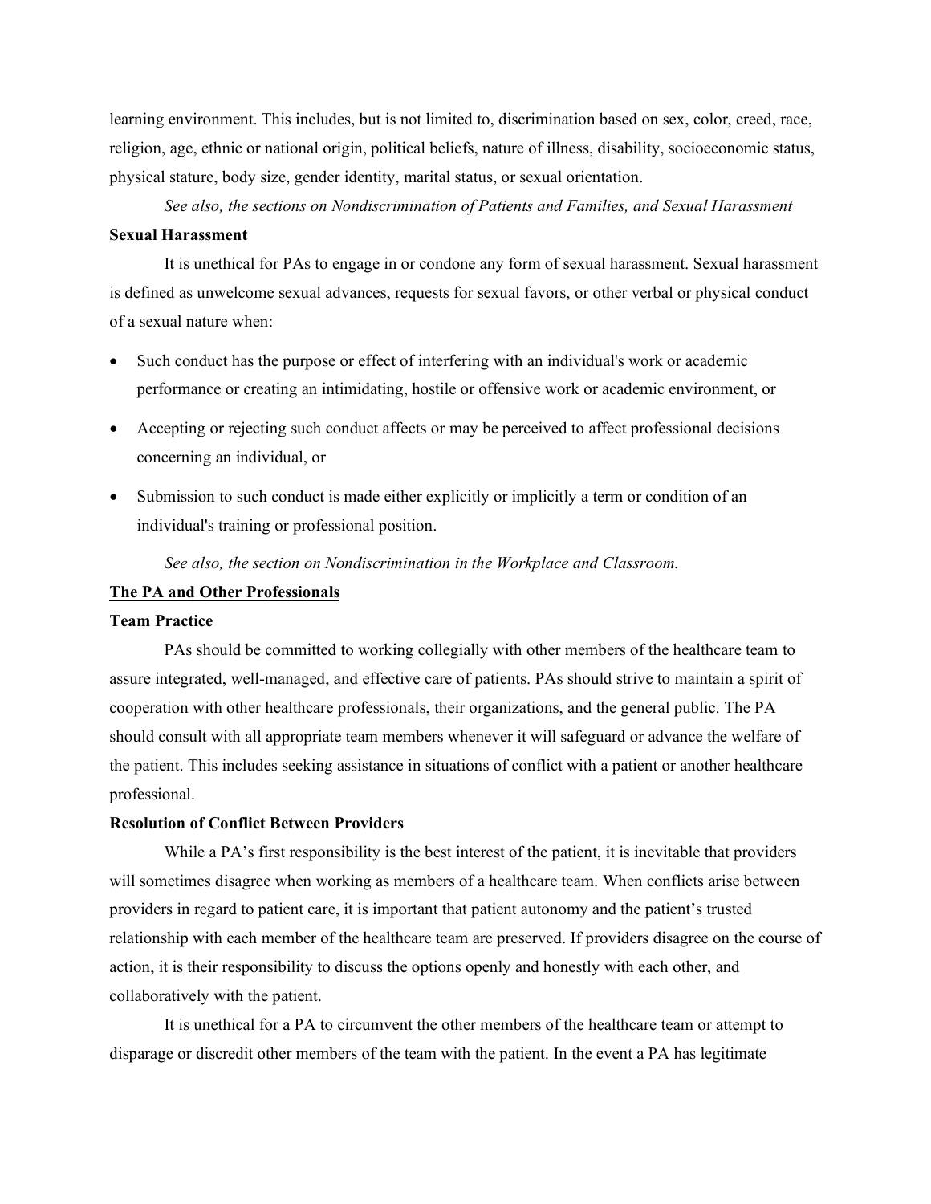learning environment. This includes, but is not limited to, discrimination based on sex, color, creed, race, religion, age, ethnic or national origin, political beliefs, nature of illness, disability, socioeconomic status, physical stature, body size, gender identity, marital status, or sexual orientation.

*See also, the sections on Nondiscrimination of Patients and Families, and Sexual Harassment*

### Sexual Harassment

It is unethical for PAs to engage in or condone any form of sexual harassment. Sexual harassment is defined as unwelcome sexual advances, requests for sexual favors, or other verbal or physical conduct of a sexual nature when:

- Such conduct has the purpose or effect of interfering with an individual's work or academic performance or creating an intimidating, hostile or offensive work or academic environment, or
- Accepting or rejecting such conduct affects or may be perceived to affect professional decisions concerning an individual, or
- Submission to such conduct is made either explicitly or implicitly a term or condition of an individual's training or professional position.

*See also, the section on Nondiscrimination in the Workplace and Classroom.*

## The PA and Other Professionals

### Team Practice

PAs should be committed to working collegially with other members of the healthcare team to assure integrated, well-managed, and effective care of patients. PAs should strive to maintain a spirit of cooperation with other healthcare professionals, their organizations, and the general public. The PA should consult with all appropriate team members whenever it will safeguard or advance the welfare of the patient. This includes seeking assistance in situations of conflict with a patient or another healthcare professional.

### Resolution of Conflict Between Providers

While a PA's first responsibility is the best interest of the patient, it is inevitable that providers will sometimes disagree when working as members of a healthcare team. When conflicts arise between providers in regard to patient care, it is important that patient autonomy and the patient's trusted relationship with each member of the healthcare team are preserved. If providers disagree on the course of action, it is their responsibility to discuss the options openly and honestly with each other, and collaboratively with the patient.

It is unethical for a PA to circumvent the other members of the healthcare team or attempt to disparage or discredit other members of the team with the patient. In the event a PA has legitimate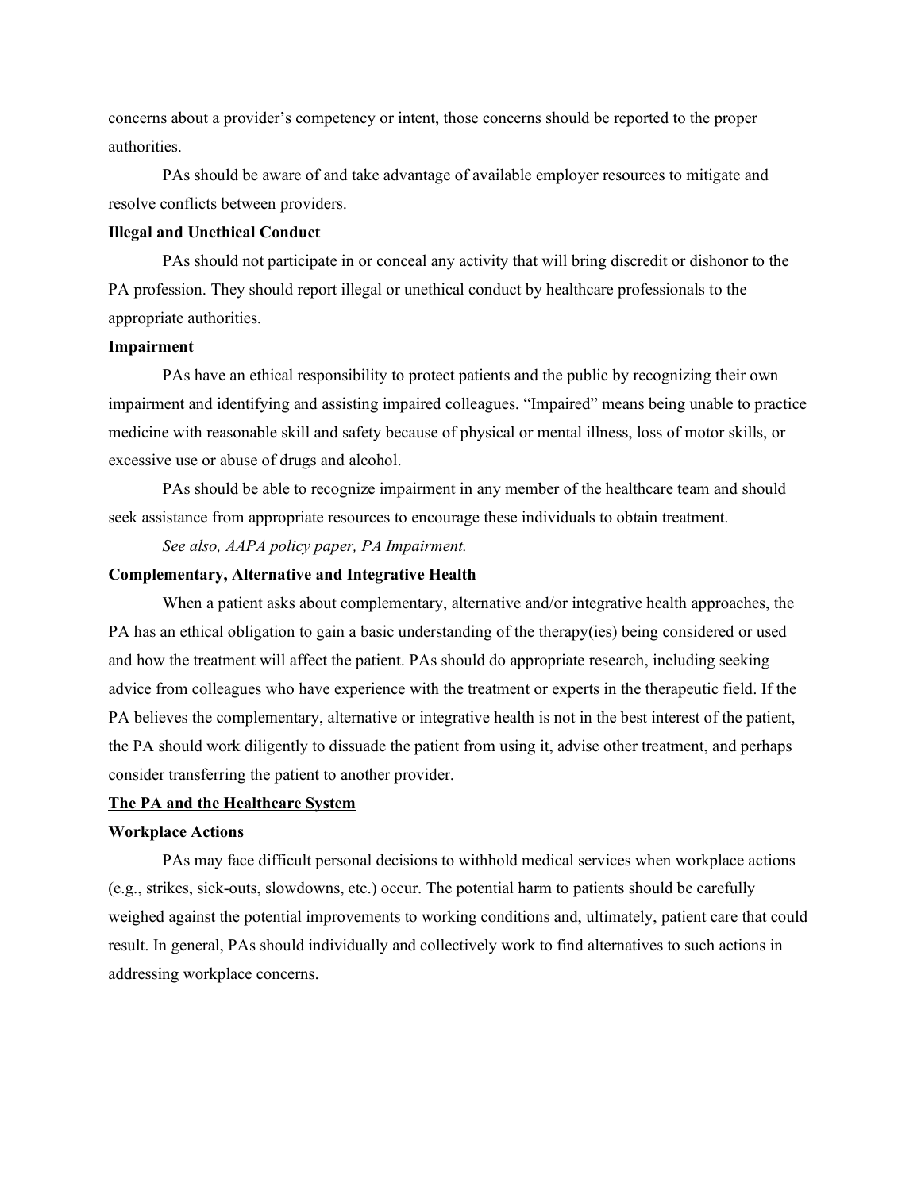concerns about a provider's competency or intent, those concerns should be reported to the proper authorities.

PAs should be aware of and take advantage of available employer resources to mitigate and resolve conflicts between providers.

**Illegal and Unethical Conduct**

PAs should not participate in or conceal any activity that will bring discredit or dishonor to the PA profession. They should report illegal or unethical conduct by healthcare professionals to the appropriate authorities.

**Impairment**

PAs have an ethical responsibility to protect patients and the public by recognizing their own impairment and identifying and assisting impaired colleagues. "Impaired" means being unable to practice medicine with reasonable skill and safety because of physical or mental illness, loss of motor skills, or excessive use or abuse of drugs and alcohol.

PAs should be able to recognize impairment in any member of the healthcare team and should seek assistance from appropriate resources to encourage these individuals to obtain treatment.

*See also, AAPA policy paper, PA Impairment.*

**Complementary, Alternative and Integrative Health**

When a patient asks about complementary, alternative and/or integrative health approaches, the PA has an ethical obligation to gain a basic understanding of the therapy(ies) being considered or used and how the treatment will affect the patient. PAs should do appropriate research, including seeking advice from colleagues who have experience with the treatment or experts in the therapeutic field. If the PA believes the complementary, alternative or integrative health is not in the best interest of the patient, the PA should work diligently to dissuade the patient from using it, advise other treatment, and perhaps consider transferring the patient to another provider.

## The PA and the Healthcare System

**Workplace Actions**

PAs may face difficult personal decisions to withhold medical services when workplace actions (e.g., strikes, sick-outs, slowdowns, etc.) occur. The potential harm to patients should be carefully weighed against the potential improvements to working conditions and, ultimately, patient care that could result. In general, PAs should individually and collectively work to find alternatives to such actions in addressing workplace concerns.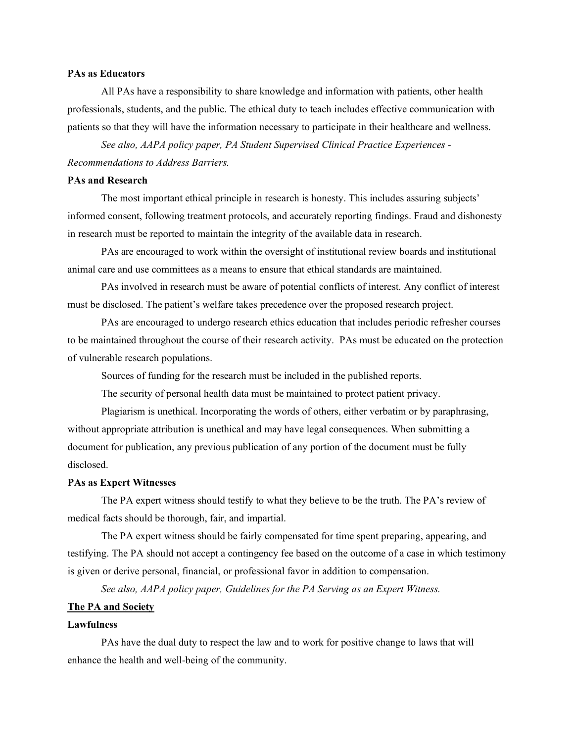**PAs as Educators**

All PAs have a responsibility to share knowledge and information with patients, other health professionals, students, and the public. The ethical duty to teach includes effective communication with patients so that they will have the information necessary to participate in their healthcare and wellness.

*See also, AAPA policy paper, PA Student Supervised Clinical Practice Experiences - Recommendations to Address Barriers.*

**PAs and Research**

The most important ethical principle in research is honesty. This includes assuring subjects' informed consent, following treatment protocols, and accurately reporting findings. Fraud and dishonesty in research must be reported to maintain the integrity of the available data in research.

PAs are encouraged to work within the oversight of institutional review boards and institutional animal care and use committees as a means to ensure that ethical standards are maintained.

PAs involved in research must be aware of potential conflicts of interest. Any conflict of interest must be disclosed. The patient's welfare takes precedence over the proposed research project.

PAs are encouraged to undergo research ethics education that includes periodic refresher courses to be maintained throughout the course of their research activity. PAs must be educated on the protection of vulnerable research populations.

Sources of funding for the research must be included in the published reports.

The security of personal health data must be maintained to protect patient privacy.

Plagiarism is unethical. Incorporating the words of others, either verbatim or by paraphrasing, without appropriate attribution is unethical and may have legal consequences. When submitting a document for publication, any previous publication of any portion of the document must be fully disclosed.

**PAs as Expert Witnesses**

The PA expert witness should testify to what they believe to be the truth. The PA's review of medical facts should be thorough, fair, and impartial.

The PA expert witness should be fairly compensated for time spent preparing, appearing, and testifying. The PA should not accept a contingency fee based on the outcome of a case in which testimony is given or derive personal, financial, or professional favor in addition to compensation.

*See also, AAPA policy paper, Guidelines for the PA Serving as an Expert Witness.*

## The PA and Society

**Lawfulness**

PAs have the dual duty to respect the law and to work for positive change to laws that will enhance the health and well-being of the community.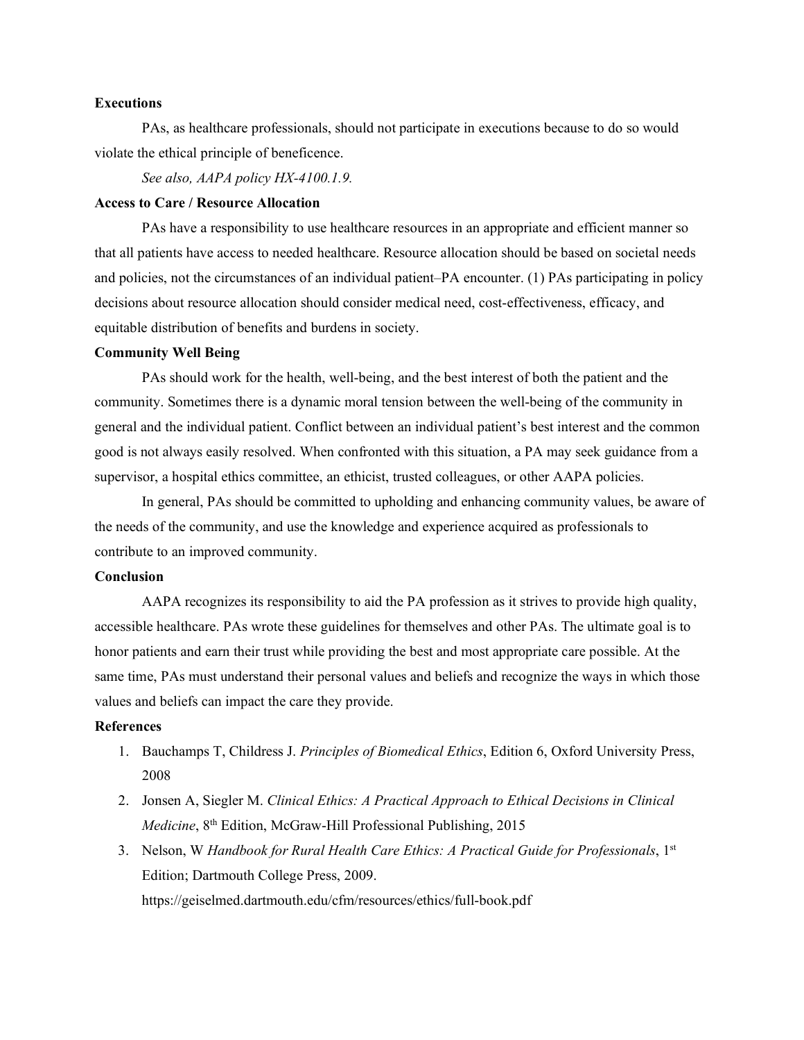**Executions**

PAs, as healthcare professionals, should not participate in executions because to do so would violate the ethical principle of beneficence.

*See also, AAPA policy HX-4100.1.9.*

**Access to Care / Resource Allocation**

PAs have a responsibility to use healthcare resources in an appropriate and efficient manner so that all patients have access to needed healthcare. Resource allocation should be based on societal needs and policies, not the circumstances of an individual patient–PA encounter. (1) PAs participating in policy decisions about resource allocation should consider medical need, cost-effectiveness, efficacy, and equitable distribution of benefits and burdens in society.

**Community Well Being**

PAs should work for the health, well-being, and the best interest of both the patient and the community. Sometimes there is a dynamic moral tension between the well-being of the community in general and the individual patient. Conflict between an individual patient's best interest and the common good is not always easily resolved. When confronted with this situation, a PA may seek guidance from a supervisor, a hospital ethics committee, an ethicist, trusted colleagues, or other AAPA policies.

In general, PAs should be committed to upholding and enhancing community values, be aware of the needs of the community, and use the knowledge and experience acquired as professionals to contribute to an improved community.

**Conclusion**

AAPA recognizes its responsibility to aid the PA profession as it strives to provide high quality, accessible healthcare. PAs wrote these guidelines for themselves and other PAs. The ultimate goal is to honor patients and earn their trust while providing the best and most appropriate care possible. At the same time, PAs must understand their personal values and beliefs and recognize the ways in which those values and beliefs can impact the care they provide.

**References**

1. Bauchamps T, Childress J. *Principles of Biomedical Ethics*, Edition 6, Oxford University Press, 2008
2. Jonsen A, Siegler M. *Clinical Ethics: A Practical Approach to Ethical Decisions in Clinical Medicine*, 8th Edition, McGraw-Hill Professional Publishing, 2015
3. Nelson, W *Handbook for Rural Health Care Ethics: A Practical Guide for Professionals*, 1st Edition; Dartmouth College Press, 2009. https://geiselmed.dartmouth.edu/cfm/resources/ethics/full-book.pdf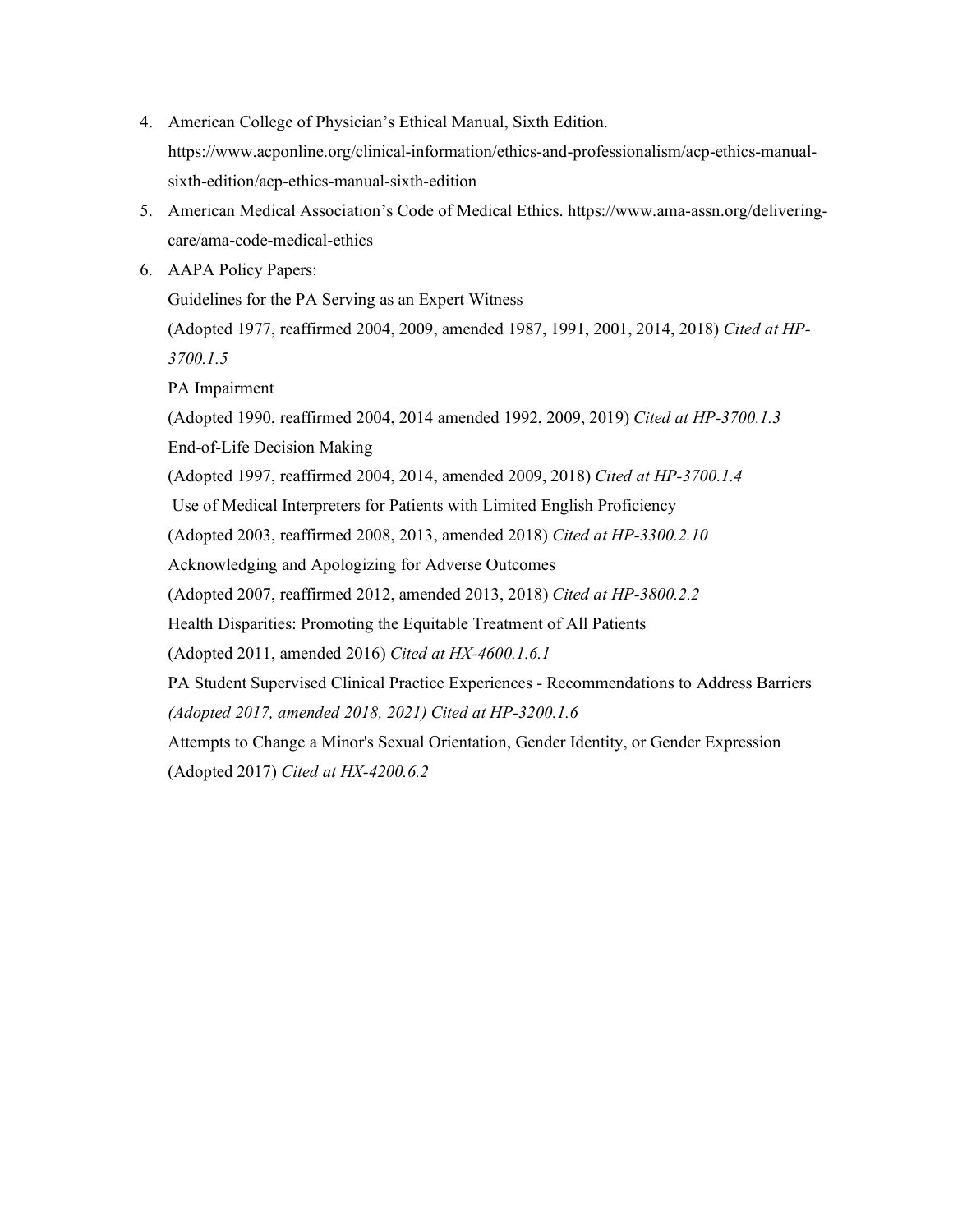4. American College of Physician's Ethical Manual, Sixth Edition. https://www.acponline.org/clinical-information/ethics-and-professionalism/acp-ethics-manual-sixth-edition/acp-ethics-manual-sixth-edition
5. American Medical Association's Code of Medical Ethics. https://www.ama-assn.org/delivering-care/ama-code-medical-ethics
6. AAPA Policy Papers:

   Guidelines for the PA Serving as an Expert Witness
   (Adopted 1977, reaffirmed 2004, 2009, amended 1987, 1991, 2001, 2014, 2018) *Cited at HP-3700.1.5*

   PA Impairment
   (Adopted 1990, reaffirmed 2004, 2014 amended 1992, 2009, 2019) *Cited at HP-3700.1.3*

   End-of-Life Decision Making
   (Adopted 1997, reaffirmed 2004, 2014, amended 2009, 2018) *Cited at HP-3700.1.4*

   Use of Medical Interpreters for Patients with Limited English Proficiency
   (Adopted 2003, reaffirmed 2008, 2013, amended 2018) *Cited at HP-3300.2.10*

   Acknowledging and Apologizing for Adverse Outcomes
   (Adopted 2007, reaffirmed 2012, amended 2013, 2018) *Cited at HP-3800.2.2*

   Health Disparities: Promoting the Equitable Treatment of All Patients
   (Adopted 2011, amended 2016) *Cited at HX-4600.1.6.1*

   PA Student Supervised Clinical Practice Experiences - Recommendations to Address Barriers
   *(Adopted 2017, amended 2018, 2021) Cited at HP-3200.1.6*

   Attempts to Change a Minor's Sexual Orientation, Gender Identity, or Gender Expression
   (Adopted 2017) *Cited at HX-4200.6.2*